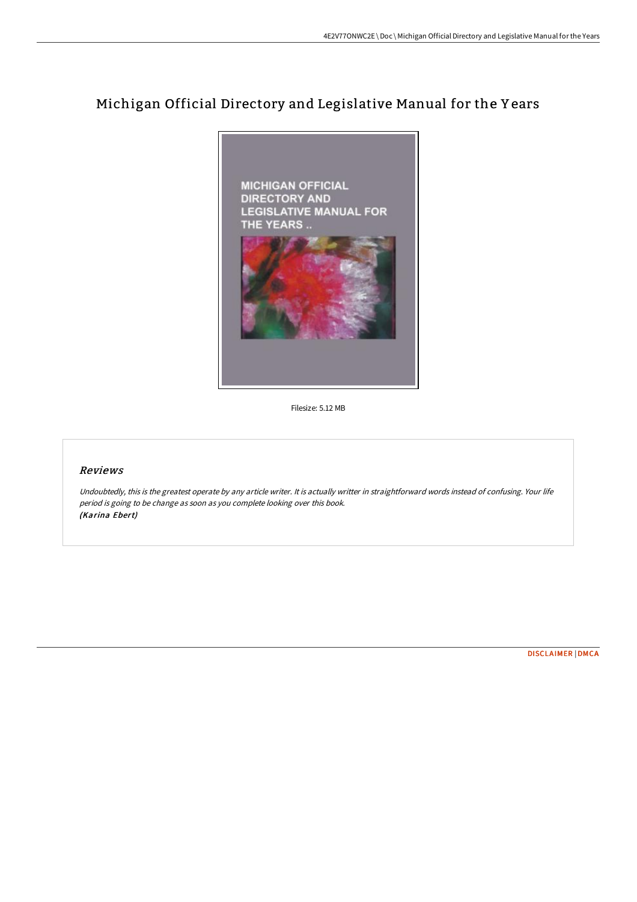# Michigan Official Directory and Legislative Manual for the Years

Filesize: 5.12 MB

## *Reviews*

*Undoubtedly, this is the greatest operate by any article writer. It is actually writter in straightforward words instead of confusing. Your life period is going to be change as soon as you complete looking over this book.*
*(Karina Ebert)*

DISCLAIMER | DMCA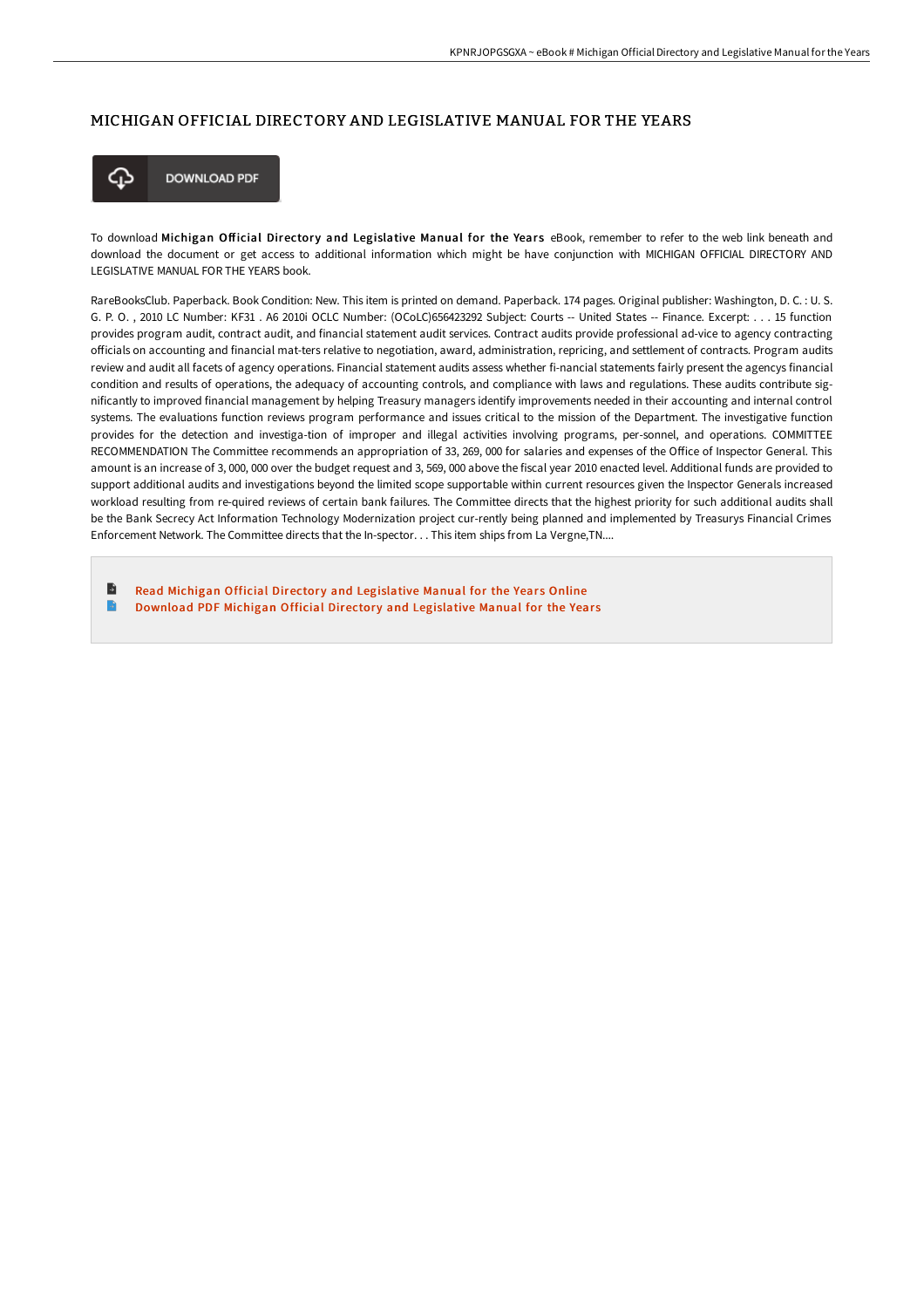## MICHIGAN OFFICIAL DIRECTORY AND LEGISLATIVE MANUAL FOR THE YEARS

DOWNLOAD PDF

To download **Michigan Official Directory and Legislative Manual for the Years** eBook, remember to refer to the web link beneath and download the document or get access to additional information which might be have conjunction with MICHIGAN OFFICIAL DIRECTORY AND LEGISLATIVE MANUAL FOR THE YEARS book.

RareBooksClub. Paperback. Book Condition: New. This item is printed on demand. Paperback. 174 pages. Original publisher: Washington, D. C. : U. S. G. P. O. , 2010 LC Number: KF31 . A6 2010i OCLC Number: (OCoLC)656423292 Subject: Courts -- United States -- Finance. Excerpt: . . . 15 function provides program audit, contract audit, and financial statement audit services. Contract audits provide professional ad-vice to agency contracting officials on accounting and financial mat-ters relative to negotiation, award, administration, repricing, and settlement of contracts. Program audits review and audit all facets of agency operations. Financial statement audits assess whether fi-nancial statements fairly present the agencys financial condition and results of operations, the adequacy of accounting controls, and compliance with laws and regulations. These audits contribute sig-nificantly to improved financial management by helping Treasury managers identify improvements needed in their accounting and internal control systems. The evaluations function reviews program performance and issues critical to the mission of the Department. The investigative function provides for the detection and investiga-tion of improper and illegal activities involving programs, per-sonnel, and operations. COMMITTEE RECOMMENDATION The Committee recommends an appropriation of 33, 269, 000 for salaries and expenses of the Office of Inspector General. This amount is an increase of 3, 000, 000 over the budget request and 3, 569, 000 above the fiscal year 2010 enacted level. Additional funds are provided to support additional audits and investigations beyond the limited scope supportable within current resources given the Inspector Generals increased workload resulting from re-quired reviews of certain bank failures. The Committee directs that the highest priority for such additional audits shall be the Bank Secrecy Act Information Technology Modernization project cur-rently being planned and implemented by Treasurys Financial Crimes Enforcement Network. The Committee directs that the In-spector. . . This item ships from La Vergne,TN....

- Read Michigan Official Directory and Legislative Manual for the Years Online
- Download PDF Michigan Official Directory and Legislative Manual for the Years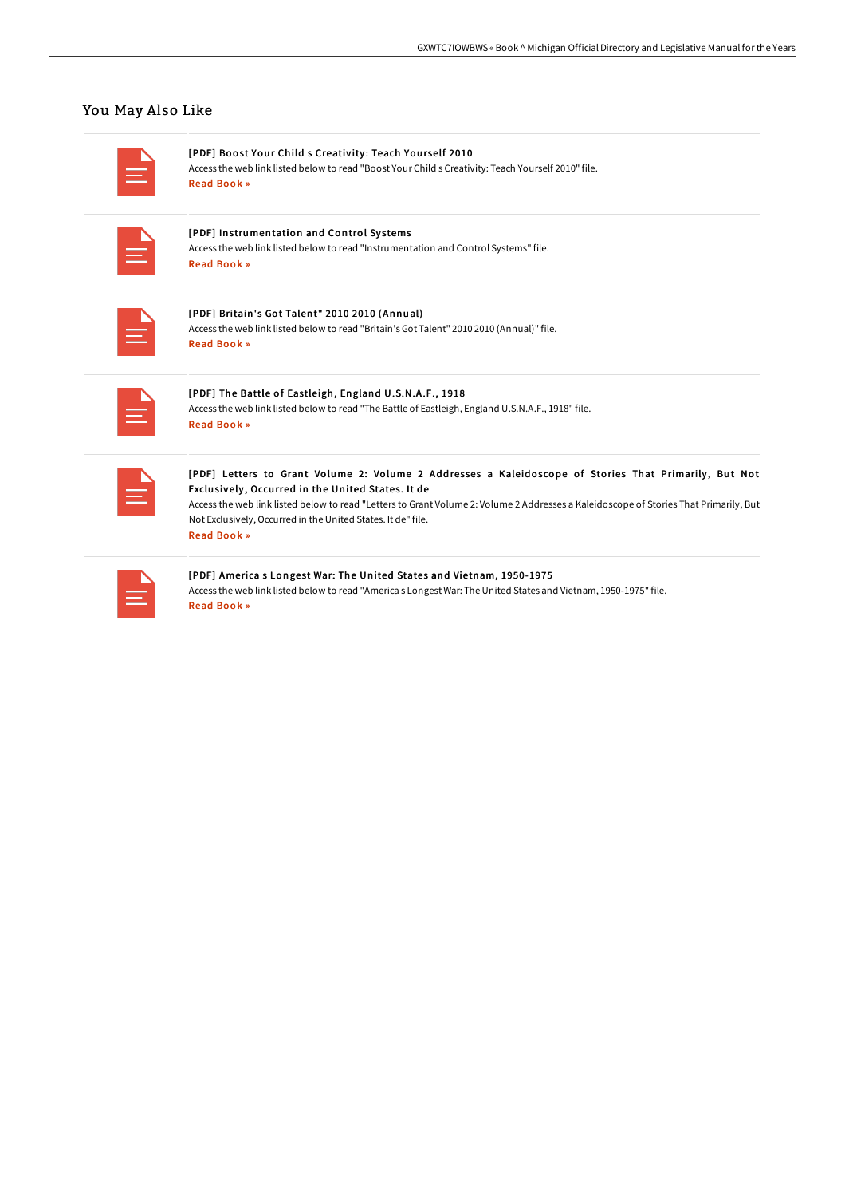## You May Also Like

[PDF] Boost Your Child s Creativity: Teach Yourself 2010
Access the web link listed below to read "Boost Your Child s Creativity: Teach Yourself 2010" file.
Read Book »

[PDF] Instrumentation and Control Systems
Access the web link listed below to read "Instrumentation and Control Systems" file.
Read Book »

[PDF] Britain's Got Talent" 2010 2010 (Annual)
Access the web link listed below to read "Britain's Got Talent" 2010 2010 (Annual)" file.
Read Book »

[PDF] The Battle of Eastleigh, England U.S.N.A.F., 1918
Access the web link listed below to read "The Battle of Eastleigh, England U.S.N.A.F., 1918" file.
Read Book »

[PDF] Letters to Grant Volume 2: Volume 2 Addresses a Kaleidoscope of Stories That Primarily, But Not Exclusively, Occurred in the United States. It de
Access the web link listed below to read "Letters to Grant Volume 2: Volume 2 Addresses a Kaleidoscope of Stories That Primarily, But Not Exclusively, Occurred in the United States. It de" file.
Read Book »

[PDF] America s Longest War: The United States and Vietnam, 1950-1975
Access the web link listed below to read "America s Longest War: The United States and Vietnam, 1950-1975" file.
Read Book »